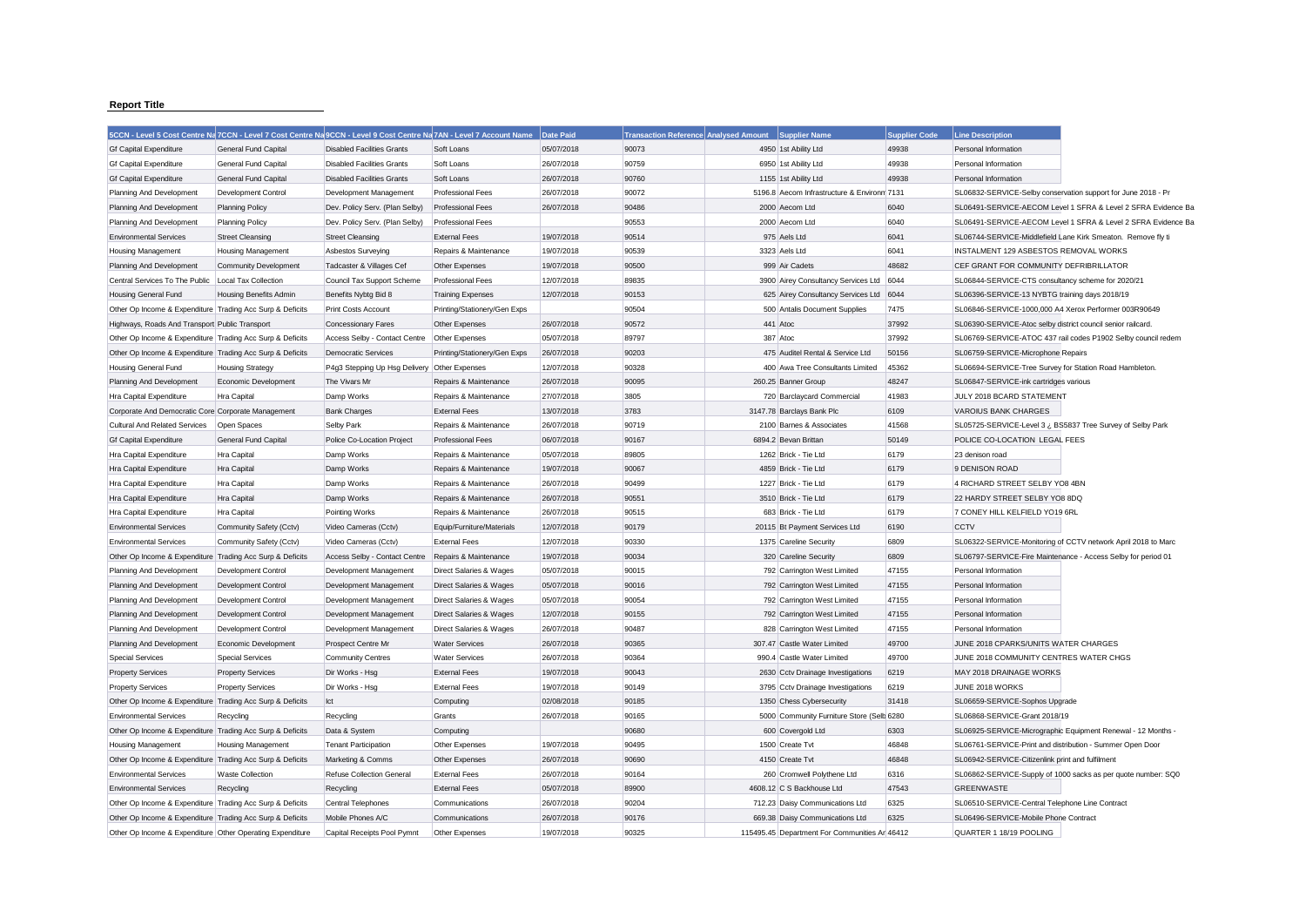**Report Title**

| 5CCN - Level 5 Cost Centre Na | 7CCN - Level 7 Cost Centre Na | 9CCN - Level 9 Cost Centre Na | 7AN - Level 7 Account Name | Date Paid | Transaction Reference | Analysed Amount | Supplier Name | Supplier Code | Line Description |
|---|---|---|---|---|---|---|---|---|---|
| Gf Capital Expenditure | General Fund Capital | Disabled Facilities Grants | Soft Loans | 05/07/2018 | 90073 | 4950 | 1st Ability Ltd | 49938 | Personal Information |
| Gf Capital Expenditure | General Fund Capital | Disabled Facilities Grants | Soft Loans | 26/07/2018 | 90759 | 6950 | 1st Ability Ltd | 49938 | Personal Information |
| Gf Capital Expenditure | General Fund Capital | Disabled Facilities Grants | Soft Loans | 26/07/2018 | 90760 | 1155 | 1st Ability Ltd | 49938 | Personal Information |
| Planning And Development | Development Control | Development Management | Professional Fees | 26/07/2018 | 90072 | 5196.8 | Aecom Infrastructure & Environm | 7131 | SL06832-SERVICE-Selby conservation support for June 2018 - Pr |
| Planning And Development | Planning Policy | Dev. Policy Serv. (Plan Selby) | Professional Fees | 26/07/2018 | 90486 | 2000 | Aecom Ltd | 6040 | SL06491-SERVICE-AECOM Level 1 SFRA & Level 2 SFRA Evidence Ba |
| Planning And Development | Planning Policy | Dev. Policy Serv. (Plan Selby) | Professional Fees | | 90553 | 2000 | Aecom Ltd | 6040 | SL06491-SERVICE-AECOM Level 1 SFRA & Level 2 SFRA Evidence Ba |
| Environmental Services | Street Cleansing | Street Cleansing | External Fees | 19/07/2018 | 90514 | 975 | Aels Ltd | 6041 | SL06744-SERVICE-Middlefield Lane Kirk Smeaton. Remove fly ti |
| Housing Management | Housing Management | Asbestos Surveying | Repairs & Maintenance | 19/07/2018 | 90539 | 3323 | Aels Ltd | 6041 | INSTALMENT 129 ASBESTOS REMOVAL WORKS |
| Planning And Development | Community Development | Tadcaster & Villages Cef | Other Expenses | 19/07/2018 | 90500 | 999 | Air Cadets | 48682 | CEF GRANT FOR COMMUNITY DEFRIBRILLATOR |
| Central Services To The Public | Local Tax Collection | Council Tax Support Scheme | Professional Fees | 12/07/2018 | 89835 | 3900 | Airey Consultancy Services Ltd | 6044 | SL06844-SERVICE-CTS consultancy scheme for 2020/21 |
| Housing General Fund | Housing Benefits Admin | Benefits Nybtg Bid 8 | Training Expenses | 12/07/2018 | 90153 | 625 | Airey Consultancy Services Ltd | 6044 | SL06396-SERVICE-13 NYBTG training days 2018/19 |
| Other Op Income & Expenditure | Trading Acc Surp & Deficits | Print Costs Account | Printing/Stationery/Gen Exps | | 90504 | 500 | Antalis Document Supplies | 7475 | SL06846-SERVICE-1000,000 A4 Xerox Performer 003R90649 |
| Highways, Roads And Transport | Public Transport | Concessionary Fares | Other Expenses | 26/07/2018 | 90572 | 441 | Atoc | 37992 | SL06390-SERVICE-Atoc selby district council senior railcard. |
| Other Op Income & Expenditure | Trading Acc Surp & Deficits | Access Selby - Contact Centre | Other Expenses | 05/07/2018 | 89797 | 387 | Atoc | 37992 | SL06769-SERVICE-ATOC 437 rail codes P1902 Selby council redem |
| Other Op Income & Expenditure | Trading Acc Surp & Deficits | Democratic Services | Printing/Stationery/Gen Exps | 26/07/2018 | 90203 | 475 | Auditel Rental & Service Ltd | 50156 | SL06759-SERVICE-Microphone Repairs |
| Housing General Fund | Housing Strategy | P4g3 Stepping Up Hsg Delivery | Other Expenses | 12/07/2018 | 90328 | 400 | Awa Tree Consultants Limited | 45362 | SL06694-SERVICE-Tree Survey for Station Road Hambleton. |
| Planning And Development | Economic Development | The Vivars Mr | Repairs & Maintenance | 26/07/2018 | 90095 | 260.25 | Banner Group | 48247 | SL06847-SERVICE-ink cartridges various |
| Hra Capital Expenditure | Hra Capital | Damp Works | Repairs & Maintenance | 27/07/2018 | 3805 | 720 | Barclaycard Commercial | 41983 | JULY 2018 BCARD STATEMENT |
| Corporate And Democratic Core | Corporate Management | Bank Charges | External Fees | 13/07/2018 | 3783 | 3147.78 | Barclays Bank Plc | 6109 | VAROIUS BANK CHARGES |
| Cultural And Related Services | Open Spaces | Selby Park | Repairs & Maintenance | 26/07/2018 | 90719 | 2100 | Barnes & Associates | 41568 | SL05725-SERVICE-Level 3 ¿ BS5837 Tree Survey of Selby Park |
| Gf Capital Expenditure | General Fund Capital | Police Co-Location Project | Professional Fees | 06/07/2018 | 90167 | 6894.2 | Bevan Brittan | 50149 | POLICE CO-LOCATION LEGAL FEES |
| Hra Capital Expenditure | Hra Capital | Damp Works | Repairs & Maintenance | 05/07/2018 | 89805 | 1262 | Brick - Tie Ltd | 6179 | 23 denison road |
| Hra Capital Expenditure | Hra Capital | Damp Works | Repairs & Maintenance | 19/07/2018 | 90067 | 4859 | Brick - Tie Ltd | 6179 | 9 DENISON ROAD |
| Hra Capital Expenditure | Hra Capital | Damp Works | Repairs & Maintenance | 26/07/2018 | 90499 | 1227 | Brick - Tie Ltd | 6179 | 4 RICHARD STREET SELBY YO8 4BN |
| Hra Capital Expenditure | Hra Capital | Damp Works | Repairs & Maintenance | 26/07/2018 | 90551 | 3510 | Brick - Tie Ltd | 6179 | 22 HARDY STREET SELBY YO8 8DQ |
| Hra Capital Expenditure | Hra Capital | Pointing Works | Repairs & Maintenance | 26/07/2018 | 90515 | 683 | Brick - Tie Ltd | 6179 | 7 CONEY HILL KELFIELD YO19 6RL |
| Environmental Services | Community Safety (Cctv) | Video Cameras (Cctv) | Equip/Furniture/Materials | 12/07/2018 | 90179 | 20115 | Bt Payment Services Ltd | 6190 | CCTV |
| Environmental Services | Community Safety (Cctv) | Video Cameras (Cctv) | External Fees | 12/07/2018 | 90330 | 1375 | Careline Security | 6809 | SL06322-SERVICE-Monitoring of CCTV network April 2018 to Marc |
| Other Op Income & Expenditure | Trading Acc Surp & Deficits | Access Selby - Contact Centre | Repairs & Maintenance | 19/07/2018 | 90034 | 320 | Careline Security | 6809 | SL06797-SERVICE-Fire Maintenance - Access Selby for period 01 |
| Planning And Development | Development Control | Development Management | Direct Salaries & Wages | 05/07/2018 | 90015 | 792 | Carrington West Limited | 47155 | Personal Information |
| Planning And Development | Development Control | Development Management | Direct Salaries & Wages | 05/07/2018 | 90016 | 792 | Carrington West Limited | 47155 | Personal Information |
| Planning And Development | Development Control | Development Management | Direct Salaries & Wages | 05/07/2018 | 90054 | 792 | Carrington West Limited | 47155 | Personal Information |
| Planning And Development | Development Control | Development Management | Direct Salaries & Wages | 12/07/2018 | 90155 | 792 | Carrington West Limited | 47155 | Personal Information |
| Planning And Development | Development Control | Development Management | Direct Salaries & Wages | 26/07/2018 | 90487 | 828 | Carrington West Limited | 47155 | Personal Information |
| Planning And Development | Economic Development | Prospect Centre Mr | Water Services | 26/07/2018 | 90365 | 307.47 | Castle Water Limited | 49700 | JUNE 2018 CPARKS/UNITS WATER CHARGES |
| Special Services | Special Services | Community Centres | Water Services | 26/07/2018 | 90364 | 990.4 | Castle Water Limited | 49700 | JUNE 2018 COMMUNITY CENTRES WATER CHGS |
| Property Services | Property Services | Dir Works - Hsg | External Fees | 19/07/2018 | 90043 | 2630 | Cctv Drainage Investigations | 6219 | MAY 2018 DRAINAGE WORKS |
| Property Services | Property Services | Dir Works - Hsg | External Fees | 19/07/2018 | 90149 | 3795 | Cctv Drainage Investigations | 6219 | JUNE 2018 WORKS |
| Other Op Income & Expenditure | Trading Acc Surp & Deficits | Ict | Computing | 02/08/2018 | 90185 | 1350 | Chess Cybersecurity | 31418 | SL06659-SERVICE-Sophos Upgrade |
| Environmental Services | Recycling | Recycling | Grants | 26/07/2018 | 90165 | 5000 | Community Furniture Store (Selb | 6280 | SL06868-SERVICE-Grant 2018/19 |
| Other Op Income & Expenditure | Trading Acc Surp & Deficits | Data & System | Computing | | 90680 | 600 | Covergold Ltd | 6303 | SL06925-SERVICE-Micrographic Equipment Renewal - 12 Months - |
| Housing Management | Housing Management | Tenant Participation | Other Expenses | 19/07/2018 | 90495 | 1500 | Create Tvt | 46848 | SL06761-SERVICE-Print and distribution - Summer Open Door |
| Other Op Income & Expenditure | Trading Acc Surp & Deficits | Marketing & Comms | Other Expenses | 26/07/2018 | 90690 | 4150 | Create Tvt | 46848 | SL06942-SERVICE-Citizenlink print and fulfilment |
| Environmental Services | Waste Collection | Refuse Collection General | External Fees | 26/07/2018 | 90164 | 260 | Cromwell Polythene Ltd | 6316 | SL06862-SERVICE-Supply of 1000 sacks as per quote number: SQ0 |
| Environmental Services | Recycling | Recycling | External Fees | 05/07/2018 | 89900 | 4608.12 | C S Backhouse Ltd | 47543 | GREENWASTE |
| Other Op Income & Expenditure | Trading Acc Surp & Deficits | Central Telephones | Communications | 26/07/2018 | 90204 | 712.23 | Daisy Communications Ltd | 6325 | SL06510-SERVICE-Central Telephone Line Contract |
| Other Op Income & Expenditure | Trading Acc Surp & Deficits | Mobile Phones A/C | Communications | 26/07/2018 | 90176 | 669.38 | Daisy Communications Ltd | 6325 | SL06496-SERVICE-Mobile Phone Contract |
| Other Op Income & Expenditure | Other Operating Expenditure | Capital Receipts Pool Pymnt | Other Expenses | 19/07/2018 | 90325 | 115495.45 | Department For Communities An | 46412 | QUARTER 1 18/19 POOLING |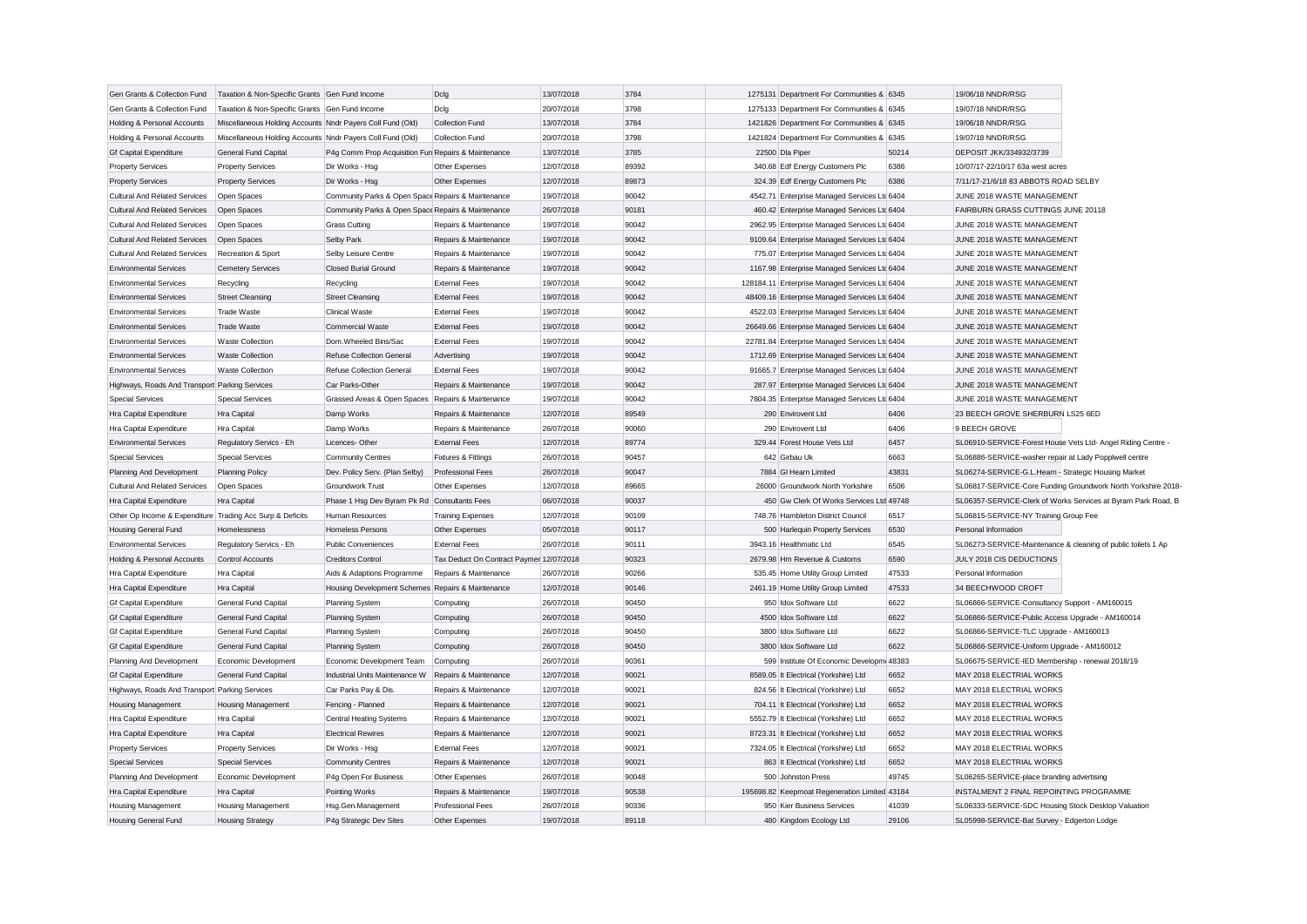| | | | | | | | | | |
|---|---|---|---|---|---|---|---|---|---|
| Gen Grants & Collection Fund | Taxation & Non-Specific Grants | Gen Fund Income | Dclg | 13/07/2018 | 3784 | 1275131 | Department For Communities & | 6345 | 19/06/18 NNDR/RSG |
| Gen Grants & Collection Fund | Taxation & Non-Specific Grants | Gen Fund Income | Dclg | 20/07/2018 | 3798 | 1275133 | Department For Communities & | 6345 | 19/07/18 NNDR/RSG |
| Holding & Personal Accounts | Miscellaneous Holding Accounts | Nndr Payers Coll Fund (Old) | Collection Fund | 13/07/2018 | 3784 | 1421826 | Department For Communities & | 6345 | 19/06/18 NNDR/RSG |
| Holding & Personal Accounts | Miscellaneous Holding Accounts | Nndr Payers Coll Fund (Old) | Collection Fund | 20/07/2018 | 3798 | 1421824 | Department For Communities & | 6345 | 19/07/18 NNDR/RSG |
| Gf Capital Expenditure | General Fund Capital | P4g Comm Prop Acquisition Fun | Repairs & Maintenance | 13/07/2018 | 3785 | 22500 | Dla Piper | 50214 | DEPOSIT JKK/334932/3739 |
| Property Services | Property Services | Dir Works - Hsg | Other Expenses | 12/07/2018 | 89392 | 340.68 | Edf Energy Customers Plc | 6386 | 10/07/17-22/10/17 63a west acres |
| Property Services | Property Services | Dir Works - Hsg | Other Expenses | 12/07/2018 | 89873 | 324.39 | Edf Energy Customers Plc | 6386 | 7/11/17-21/6/18 83 ABBOTS ROAD SELBY |
| Cultural And Related Services | Open Spaces | Community Parks & Open Space | Repairs & Maintenance | 19/07/2018 | 90042 | 4542.71 | Enterprise Managed Services Ltd | 6404 | JUNE 2018 WASTE MANAGEMENT |
| Cultural And Related Services | Open Spaces | Community Parks & Open Space | Repairs & Maintenance | 26/07/2018 | 90181 | 460.42 | Enterprise Managed Services Ltd | 6404 | FAIRBURN GRASS CUTTINGS JUNE 20118 |
| Cultural And Related Services | Open Spaces | Grass Cutting | Repairs & Maintenance | 19/07/2018 | 90042 | 2962.95 | Enterprise Managed Services Ltd | 6404 | JUNE 2018 WASTE MANAGEMENT |
| Cultural And Related Services | Open Spaces | Selby Park | Repairs & Maintenance | 19/07/2018 | 90042 | 9109.64 | Enterprise Managed Services Ltd | 6404 | JUNE 2018 WASTE MANAGEMENT |
| Cultural And Related Services | Recreation & Sport | Selby Leisure Centre | Repairs & Maintenance | 19/07/2018 | 90042 | 775.07 | Enterprise Managed Services Ltd | 6404 | JUNE 2018 WASTE MANAGEMENT |
| Environmental Services | Cemetery Services | Closed Burial Ground | Repairs & Maintenance | 19/07/2018 | 90042 | 1167.98 | Enterprise Managed Services Ltd | 6404 | JUNE 2018 WASTE MANAGEMENT |
| Environmental Services | Recycling | Recycling | External Fees | 19/07/2018 | 90042 | 128184.11 | Enterprise Managed Services Ltd | 6404 | JUNE 2018 WASTE MANAGEMENT |
| Environmental Services | Street Cleansing | Street Cleansing | External Fees | 19/07/2018 | 90042 | 48409.16 | Enterprise Managed Services Ltd | 6404 | JUNE 2018 WASTE MANAGEMENT |
| Environmental Services | Trade Waste | Clinical Waste | External Fees | 19/07/2018 | 90042 | 4522.03 | Enterprise Managed Services Ltd | 6404 | JUNE 2018 WASTE MANAGEMENT |
| Environmental Services | Trade Waste | Commercial Waste | External Fees | 19/07/2018 | 90042 | 26649.66 | Enterprise Managed Services Ltd | 6404 | JUNE 2018 WASTE MANAGEMENT |
| Environmental Services | Waste Collection | Dom.Wheeled Bins/Sac | External Fees | 19/07/2018 | 90042 | 22781.84 | Enterprise Managed Services Ltd | 6404 | JUNE 2018 WASTE MANAGEMENT |
| Environmental Services | Waste Collection | Refuse Collection General | Advertising | 19/07/2018 | 90042 | 1712.69 | Enterprise Managed Services Ltd | 6404 | JUNE 2018 WASTE MANAGEMENT |
| Environmental Services | Waste Collection | Refuse Collection General | External Fees | 19/07/2018 | 90042 | 91665.7 | Enterprise Managed Services Ltd | 6404 | JUNE 2018 WASTE MANAGEMENT |
| Highways, Roads And Transport | Parking Services | Car Parks-Other | Repairs & Maintenance | 19/07/2018 | 90042 | 287.97 | Enterprise Managed Services Ltd | 6404 | JUNE 2018 WASTE MANAGEMENT |
| Special Services | Special Services | Grassed Areas & Open Spaces | Repairs & Maintenance | 19/07/2018 | 90042 | 7804.35 | Enterprise Managed Services Ltd | 6404 | JUNE 2018 WASTE MANAGEMENT |
| Hra Capital Expenditure | Hra Capital | Damp Works | Repairs & Maintenance | 12/07/2018 | 89549 | 290 | Envirovent Ltd | 6406 | 23 BEECH GROVE SHERBURN LS25 6ED |
| Hra Capital Expenditure | Hra Capital | Damp Works | Repairs & Maintenance | 26/07/2018 | 90060 | 290 | Envirovent Ltd | 6406 | 9 BEECH GROVE |
| Environmental Services | Regulatory Servics - Eh | Licences- Other | External Fees | 12/07/2018 | 89774 | 329.44 | Forest House Vets Ltd | 6457 | SL06910-SERVICE-Forest House Vets Ltd- Angel Riding Centre - |
| Special Services | Special Services | Community Centres | Fixtures & Fittings | 26/07/2018 | 90457 | 642 | Girbau Uk | 6663 | SL06886-SERVICE-washer repair at Lady Popplwell centre |
| Planning And Development | Planning Policy | Dev. Policy Serv. (Plan Selby) | Professional Fees | 26/07/2018 | 90047 | 7884 | Gl Hearn Limited | 43831 | SL06274-SERVICE-G.L.Hearn - Strategic Housing Market |
| Cultural And Related Services | Open Spaces | Groundwork Trust | Other Expenses | 12/07/2018 | 89665 | 26000 | Groundwork North Yorkshire | 6506 | SL06817-SERVICE-Core Funding Groundwork North Yorkshire 2018- |
| Hra Capital Expenditure | Hra Capital | Phase 1 Hsg Dev Byram Pk Rd | Consultants Fees | 06/07/2018 | 90037 | 450 | Gw Clerk Of Works Services Ltd | 49748 | SL06357-SERVICE-Clerk of Works Services at Byram Park Road, B |
| Other Op Income & Expenditure | Trading Acc Surp & Deficits | Human Resources | Training Expenses | 12/07/2018 | 90109 | 748.76 | Hambleton District Council | 6517 | SL06815-SERVICE-NY Training Group Fee |
| Housing General Fund | Homelessness | Homeless Persons | Other Expenses | 05/07/2018 | 90117 | 500 | Harlequin Property Services | 6530 | Personal Information |
| Environmental Services | Regulatory Servics - Eh | Public Conveniences | External Fees | 26/07/2018 | 90111 | 3943.16 | Healthmatic Ltd | 6545 | SL06273-SERVICE-Maintenance & cleaning of public toilets 1 Ap |
| Holding & Personal Accounts | Control Accounts | Creditors Control | Tax Deduct On Contract Paymen | 12/07/2018 | 90323 | 2679.98 | Hm Revenue & Customs | 6590 | JULY 2018 CIS DEDUCTIONS |
| Hra Capital Expenditure | Hra Capital | Aids & Adaptions Programme | Repairs & Maintenance | 26/07/2018 | 90266 | 535.45 | Home Utility Group Limited | 47533 | Personal Information |
| Hra Capital Expenditure | Hra Capital | Housing Development Schemes | Repairs & Maintenance | 12/07/2018 | 90146 | 2461.19 | Home Utility Group Limited | 47533 | 34 BEECHWOOD CROFT |
| Gf Capital Expenditure | General Fund Capital | Planning System | Computing | 26/07/2018 | 90450 | 950 | Idox Software Ltd | 6622 | SL06866-SERVICE-Consultancy Support - AM160015 |
| Gf Capital Expenditure | General Fund Capital | Planning System | Computing | 26/07/2018 | 90450 | 4500 | Idox Software Ltd | 6622 | SL06866-SERVICE-Public Access Upgrade - AM160014 |
| Gf Capital Expenditure | General Fund Capital | Planning System | Computing | 26/07/2018 | 90450 | 3800 | Idox Software Ltd | 6622 | SL06866-SERVICE-TLC Upgrade - AM160013 |
| Gf Capital Expenditure | General Fund Capital | Planning System | Computing | 26/07/2018 | 90450 | 3800 | Idox Software Ltd | 6622 | SL06866-SERVICE-Uniform Upgrade - AM160012 |
| Planning And Development | Economic Development | Economic Development Team | Computing | 26/07/2018 | 90361 | 599 | Institute Of Economic Developm | 48383 | SL06675-SERVICE-IED Membership - renewal 2018/19 |
| Gf Capital Expenditure | General Fund Capital | Industrial Units Maintenance W | Repairs & Maintenance | 12/07/2018 | 90021 | 8589.05 | It Electrical (Yorkshire) Ltd | 6652 | MAY 2018 ELECTRIAL WORKS |
| Highways, Roads And Transport | Parking Services | Car Parks Pay & Dis. | Repairs & Maintenance | 12/07/2018 | 90021 | 824.56 | It Electrical (Yorkshire) Ltd | 6652 | MAY 2018 ELECTRIAL WORKS |
| Housing Management | Housing Management | Fencing - Planned | Repairs & Maintenance | 12/07/2018 | 90021 | 704.11 | It Electrical (Yorkshire) Ltd | 6652 | MAY 2018 ELECTRIAL WORKS |
| Hra Capital Expenditure | Hra Capital | Central Heating Systems | Repairs & Maintenance | 12/07/2018 | 90021 | 5552.79 | It Electrical (Yorkshire) Ltd | 6652 | MAY 2018 ELECTRIAL WORKS |
| Hra Capital Expenditure | Hra Capital | Electrical Rewires | Repairs & Maintenance | 12/07/2018 | 90021 | 8723.31 | It Electrical (Yorkshire) Ltd | 6652 | MAY 2018 ELECTRIAL WORKS |
| Property Services | Property Services | Dir Works - Hsg | External Fees | 12/07/2018 | 90021 | 7324.05 | It Electrical (Yorkshire) Ltd | 6652 | MAY 2018 ELECTRIAL WORKS |
| Special Services | Special Services | Community Centres | Repairs & Maintenance | 12/07/2018 | 90021 | 863 | It Electrical (Yorkshire) Ltd | 6652 | MAY 2018 ELECTRIAL WORKS |
| Planning And Development | Economic Development | P4g Open For Business | Other Expenses | 26/07/2018 | 90048 | 500 | Johnston Press | 49745 | SL06265-SERVICE-place branding advertising |
| Hra Capital Expenditure | Hra Capital | Pointing Works | Repairs & Maintenance | 19/07/2018 | 90538 | 195698.82 | Keepmoat Regeneration Limited | 43184 | INSTALMENT 2 FINAL REPOINTING PROGRAMME |
| Housing Management | Housing Management | Hsg.Gen.Management | Professional Fees | 26/07/2018 | 90336 | 950 | Kier Business Services | 41039 | SL06333-SERVICE-SDC Housing Stock Desktop Valuation |
| Housing General Fund | Housing Strategy | P4g Strategic Dev Sites | Other Expenses | 19/07/2018 | 89118 | 480 | Kingdom Ecology Ltd | 29106 | SL05998-SERVICE-Bat Survey - Edgerton Lodge |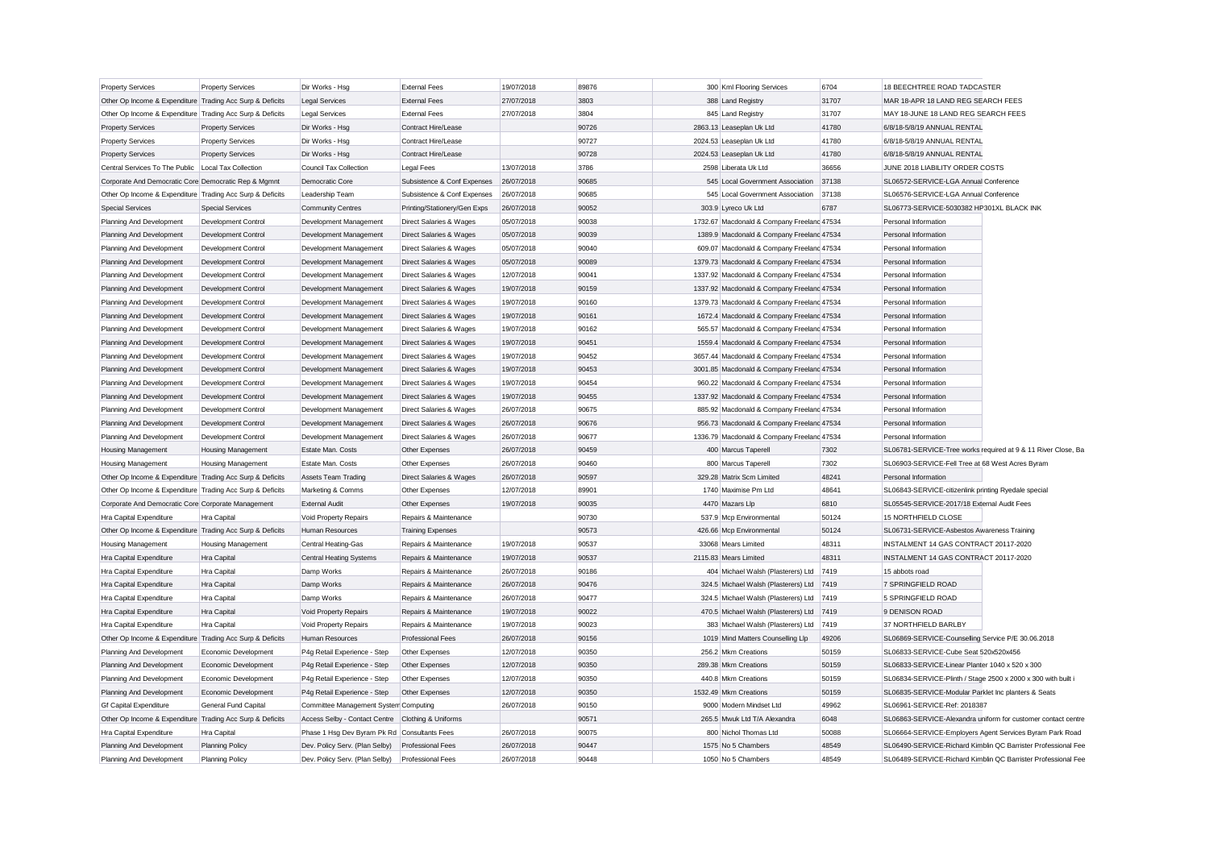| | | | | | | | | | |
|---|---|---|---|---|---|---|---|---|---|
| Property Services | Property Services | Dir Works - Hsg | External Fees | 19/07/2018 | 89876 | 300 | Kml Flooring Services | 6704 | 18 BEECHTREE ROAD TADCASTER |
| Other Op Income & Expenditure | Trading Acc Surp & Deficits | Legal Services | External Fees | 27/07/2018 | 3803 | 388 | Land Registry | 31707 | MAR 18-APR 18 LAND REG SEARCH FEES |
| Other Op Income & Expenditure | Trading Acc Surp & Deficits | Legal Services | External Fees | 27/07/2018 | 3804 | 845 | Land Registry | 31707 | MAY 18-JUNE 18 LAND REG SEARCH FEES |
| Property Services | Property Services | Dir Works - Hsg | Contract Hire/Lease | | 90726 | 2863.13 | Leaseplan Uk Ltd | 41780 | 6/8/18-5/8/19 ANNUAL RENTAL |
| Property Services | Property Services | Dir Works - Hsg | Contract Hire/Lease | | 90727 | 2024.53 | Leaseplan Uk Ltd | 41780 | 6/8/18-5/8/19 ANNUAL RENTAL |
| Property Services | Property Services | Dir Works - Hsg | Contract Hire/Lease | | 90728 | 2024.53 | Leaseplan Uk Ltd | 41780 | 6/8/18-5/8/19 ANNUAL RENTAL |
| Central Services To The Public | Local Tax Collection | Council Tax Collection | Legal Fees | 13/07/2018 | 3786 | 2598 | Liberata Uk Ltd | 36656 | JUNE 2018 LIABILITY ORDER COSTS |
| Corporate And Democratic Core | Democratic Rep & Mgmnt | Democratic Core | Subsistence & Conf Expenses | 26/07/2018 | 90685 | 545 | Local Government Association | 37138 | SL06572-SERVICE-LGA Annual Conference |
| Other Op Income & Expenditure | Trading Acc Surp & Deficits | Leadership Team | Subsistence & Conf Expenses | 26/07/2018 | 90685 | 545 | Local Government Association | 37138 | SL06576-SERVICE-LGA Annual Conference |
| Special Services | Special Services | Community Centres | Printing/Stationery/Gen Exps | 26/07/2018 | 90052 | 303.9 | Lyreco Uk Ltd | 6787 | SL06773-SERVICE-5030382 HP301XL BLACK INK |
| Planning And Development | Development Control | Development Management | Direct Salaries & Wages | 05/07/2018 | 90038 | 1732.67 | Macdonald & Company Freelanc | 47534 | Personal Information |
| Planning And Development | Development Control | Development Management | Direct Salaries & Wages | 05/07/2018 | 90039 | 1389.9 | Macdonald & Company Freelanc | 47534 | Personal Information |
| Planning And Development | Development Control | Development Management | Direct Salaries & Wages | 05/07/2018 | 90040 | 609.07 | Macdonald & Company Freelanc | 47534 | Personal Information |
| Planning And Development | Development Control | Development Management | Direct Salaries & Wages | 05/07/2018 | 90089 | 1379.73 | Macdonald & Company Freelanc | 47534 | Personal Information |
| Planning And Development | Development Control | Development Management | Direct Salaries & Wages | 12/07/2018 | 90041 | 1337.92 | Macdonald & Company Freelanc | 47534 | Personal Information |
| Planning And Development | Development Control | Development Management | Direct Salaries & Wages | 19/07/2018 | 90159 | 1337.92 | Macdonald & Company Freelanc | 47534 | Personal Information |
| Planning And Development | Development Control | Development Management | Direct Salaries & Wages | 19/07/2018 | 90160 | 1379.73 | Macdonald & Company Freelanc | 47534 | Personal Information |
| Planning And Development | Development Control | Development Management | Direct Salaries & Wages | 19/07/2018 | 90161 | 1672.4 | Macdonald & Company Freelanc | 47534 | Personal Information |
| Planning And Development | Development Control | Development Management | Direct Salaries & Wages | 19/07/2018 | 90162 | 565.57 | Macdonald & Company Freelanc | 47534 | Personal Information |
| Planning And Development | Development Control | Development Management | Direct Salaries & Wages | 19/07/2018 | 90451 | 1559.4 | Macdonald & Company Freelanc | 47534 | Personal Information |
| Planning And Development | Development Control | Development Management | Direct Salaries & Wages | 19/07/2018 | 90452 | 3657.44 | Macdonald & Company Freelanc | 47534 | Personal Information |
| Planning And Development | Development Control | Development Management | Direct Salaries & Wages | 19/07/2018 | 90453 | 3001.85 | Macdonald & Company Freelanc | 47534 | Personal Information |
| Planning And Development | Development Control | Development Management | Direct Salaries & Wages | 19/07/2018 | 90454 | 960.22 | Macdonald & Company Freelanc | 47534 | Personal Information |
| Planning And Development | Development Control | Development Management | Direct Salaries & Wages | 19/07/2018 | 90455 | 1337.92 | Macdonald & Company Freelanc | 47534 | Personal Information |
| Planning And Development | Development Control | Development Management | Direct Salaries & Wages | 26/07/2018 | 90675 | 885.92 | Macdonald & Company Freelanc | 47534 | Personal Information |
| Planning And Development | Development Control | Development Management | Direct Salaries & Wages | 26/07/2018 | 90676 | 956.73 | Macdonald & Company Freelanc | 47534 | Personal Information |
| Planning And Development | Development Control | Development Management | Direct Salaries & Wages | 26/07/2018 | 90677 | 1336.79 | Macdonald & Company Freelanc | 47534 | Personal Information |
| Housing Management | Housing Management | Estate Man. Costs | Other Expenses | 26/07/2018 | 90459 | 400 | Marcus Taperell | 7302 | SL06781-SERVICE-Tree works required at 9 & 11 River Close, Ba |
| Housing Management | Housing Management | Estate Man. Costs | Other Expenses | 26/07/2018 | 90460 | 800 | Marcus Taperell | 7302 | SL06903-SERVICE-Fell Tree at 68 West Acres Byram |
| Other Op Income & Expenditure | Trading Acc Surp & Deficits | Assets Team Trading | Direct Salaries & Wages | 26/07/2018 | 90597 | 329.28 | Matrix Scm Limited | 48241 | Personal Information |
| Other Op Income & Expenditure | Trading Acc Surp & Deficits | Marketing & Comms | Other Expenses | 12/07/2018 | 89901 | 1740 | Maximise Pm Ltd | 48641 | SL06843-SERVICE-citizenlink printing Ryedale special |
| Corporate And Democratic Core | Corporate Management | External Audit | Other Expenses | 19/07/2018 | 90035 | 4470 | Mazars Llp | 6810 | SL05545-SERVICE-2017/18 External Audit Fees |
| Hra Capital Expenditure | Hra Capital | Void Property Repairs | Repairs & Maintenance | | 90730 | 537.9 | Mcp Environmental | 50124 | 15 NORTHFIELD CLOSE |
| Other Op Income & Expenditure | Trading Acc Surp & Deficits | Human Resources | Training Expenses | | 90573 | 426.66 | Mcp Environmental | 50124 | SL06731-SERVICE-Asbestos Awareness Training |
| Housing Management | Housing Management | Central Heating-Gas | Repairs & Maintenance | 19/07/2018 | 90537 | 33068 | Mears Limited | 48311 | INSTALMENT 14 GAS CONTRACT 20117-2020 |
| Hra Capital Expenditure | Hra Capital | Central Heating Systems | Repairs & Maintenance | 19/07/2018 | 90537 | 2115.83 | Mears Limited | 48311 | INSTALMENT 14 GAS CONTRACT 20117-2020 |
| Hra Capital Expenditure | Hra Capital | Damp Works | Repairs & Maintenance | 26/07/2018 | 90186 | 404 | Michael Walsh (Plasterers) Ltd | 7419 | 15 abbots road |
| Hra Capital Expenditure | Hra Capital | Damp Works | Repairs & Maintenance | 26/07/2018 | 90476 | 324.5 | Michael Walsh (Plasterers) Ltd | 7419 | 7 SPRINGFIELD ROAD |
| Hra Capital Expenditure | Hra Capital | Damp Works | Repairs & Maintenance | 26/07/2018 | 90477 | 324.5 | Michael Walsh (Plasterers) Ltd | 7419 | 5 SPRINGFIELD ROAD |
| Hra Capital Expenditure | Hra Capital | Void Property Repairs | Repairs & Maintenance | 19/07/2018 | 90022 | 470.5 | Michael Walsh (Plasterers) Ltd | 7419 | 9 DENISON ROAD |
| Hra Capital Expenditure | Hra Capital | Void Property Repairs | Repairs & Maintenance | 19/07/2018 | 90023 | 383 | Michael Walsh (Plasterers) Ltd | 7419 | 37 NORTHFIELD BARLBY |
| Other Op Income & Expenditure | Trading Acc Surp & Deficits | Human Resources | Professional Fees | 26/07/2018 | 90156 | 1019 | Mind Matters Counselling Llp | 49206 | SL06869-SERVICE-Counselling Service P/E 30.06.2018 |
| Planning And Development | Economic Development | P4g Retail Experience - Step | Other Expenses | 12/07/2018 | 90350 | 256.2 | Mkm Creations | 50159 | SL06833-SERVICE-Cube Seat 520x520x456 |
| Planning And Development | Economic Development | P4g Retail Experience - Step | Other Expenses | 12/07/2018 | 90350 | 289.38 | Mkm Creations | 50159 | SL06833-SERVICE-Linear Planter 1040 x 520 x 300 |
| Planning And Development | Economic Development | P4g Retail Experience - Step | Other Expenses | 12/07/2018 | 90350 | 440.8 | Mkm Creations | 50159 | SL06834-SERVICE-Plinth / Stage 2500 x 2000 x 300 with built i |
| Planning And Development | Economic Development | P4g Retail Experience - Step | Other Expenses | 12/07/2018 | 90350 | 1532.49 | Mkm Creations | 50159 | SL06835-SERVICE-Modular Parklet Inc planters & Seats |
| Gf Capital Expenditure | General Fund Capital | Committee Management System | Computing | 26/07/2018 | 90150 | 9000 | Modern Mindset Ltd | 49962 | SL06961-SERVICE-Ref: 2018387 |
| Other Op Income & Expenditure | Trading Acc Surp & Deficits | Access Selby - Contact Centre | Clothing & Uniforms | | 90571 | 265.5 | Mwuk Ltd T/A Alexandra | 6048 | SL06863-SERVICE-Alexandra uniform for customer contact centre |
| Hra Capital Expenditure | Hra Capital | Phase 1 Hsg Dev Byram Pk Rd | Consultants Fees | 26/07/2018 | 90075 | 800 | Nichol Thomas Ltd | 50088 | SL06664-SERVICE-Employers Agent Services Byram Park Road |
| Planning And Development | Planning Policy | Dev. Policy Serv. (Plan Selby) | Professional Fees | 26/07/2018 | 90447 | 1575 | No 5 Chambers | 48549 | SL06490-SERVICE-Richard Kimblin QC Barrister Professional Fee |
| Planning And Development | Planning Policy | Dev. Policy Serv. (Plan Selby) | Professional Fees | 26/07/2018 | 90448 | 1050 | No 5 Chambers | 48549 | SL06489-SERVICE-Richard Kimblin QC Barrister Professional Fee |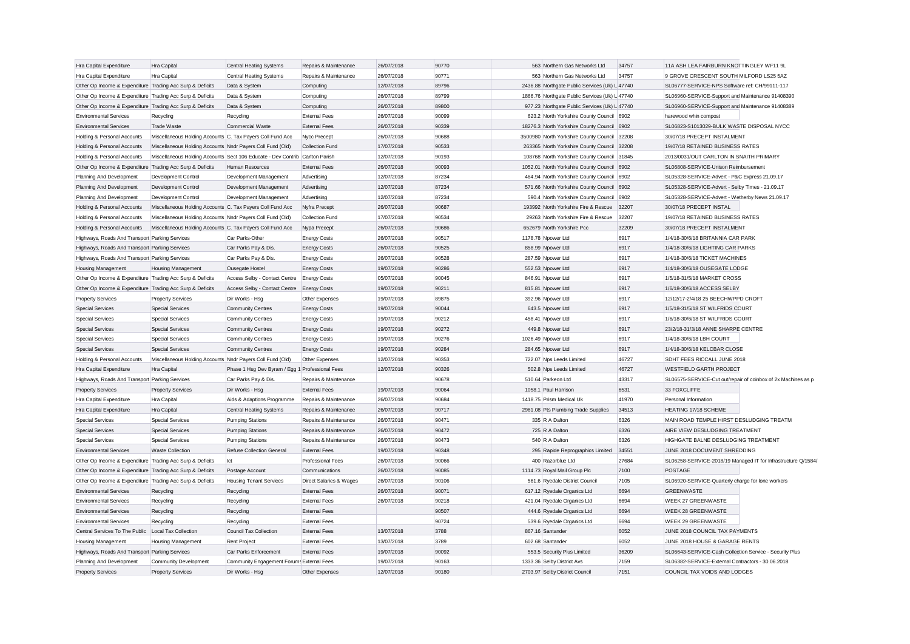| | | | | | | | | | |
|---|---|---|---|---|---|---|---|---|---|
| Hra Capital Expenditure | Hra Capital | Central Heating Systems | Repairs & Maintenance | 26/07/2018 | 90770 | 563 | Northern Gas Networks Ltd | 34757 | 11A ASH LEA FAIRBURN KNOTTINGLEY WF11 9L |
| Hra Capital Expenditure | Hra Capital | Central Heating Systems | Repairs & Maintenance | 26/07/2018 | 90771 | 563 | Northern Gas Networks Ltd | 34757 | 9 GROVE CRESCENT SOUTH MILFORD LS25 5AZ |
| Other Op Income & Expenditure | Trading Acc Surp & Deficits | Data & System | Computing | 12/07/2018 | 89796 | 2436.88 | Northgate Public Services (Uk) L | 47740 | SL06777-SERVICE-NPS Software ref: CH/99111-117 |
| Other Op Income & Expenditure | Trading Acc Surp & Deficits | Data & System | Computing | 26/07/2018 | 89799 | 1866.76 | Northgate Public Services (Uk) L | 47740 | SL06960-SERVICE-Support and Maintenance 91408390 |
| Other Op Income & Expenditure | Trading Acc Surp & Deficits | Data & System | Computing | 26/07/2018 | 89800 | 977.23 | Northgate Public Services (Uk) L | 47740 | SL06960-SERVICE-Support and Maintenance 91408389 |
| Environmental Services | Recycling | Recycling | External Fees | 26/07/2018 | 90099 | 623.2 | North Yorkshire County Council | 6902 | harewood whin compost |
| Environmental Services | Trade Waste | Commercial Waste | External Fees | 26/07/2018 | 90339 | 18276.3 | North Yorkshire County Council | 6902 | SL06823-S1013029-BULK WASTE DISPOSAL NYCC |
| Holding & Personal Accounts | Miscellaneous Holding Accounts | C. Tax Payers Coll Fund Acc | Nycc Precept | 26/07/2018 | 90688 | 3500980 | North Yorkshire County Council | 32208 | 30/07/18 PRECEPT INSTALMENT |
| Holding & Personal Accounts | Miscellaneous Holding Accounts | Nndr Payers Coll Fund (Old) | Collection Fund | 17/07/2018 | 90533 | 263365 | North Yorkshire County Council | 32208 | 19/07/18 RETAINED BUSINESS RATES |
| Holding & Personal Accounts | Miscellaneous Holding Accounts | Sect 106 Educate - Dev Contrib | Carlton Parish | 12/07/2018 | 90193 | 108768 | North Yorkshire County Council | 31845 | 2013/0031/OUT CARLTON IN SNAITH PRIMARY |
| Other Op Income & Expenditure | Trading Acc Surp & Deficits | Human Resources | External Fees | 26/07/2018 | 90093 | 1052.01 | North Yorkshire County Council | 6902 | SL06808-SERVICE-Unison Reimbursement |
| Planning And Development | Development Control | Development Management | Advertising | 12/07/2018 | 87234 | 464.94 | North Yorkshire County Council | 6902 | SL05328-SERVICE-Advert - P&C Express 21.09.17 |
| Planning And Development | Development Control | Development Management | Advertising | 12/07/2018 | 87234 | 571.66 | North Yorkshire County Council | 6902 | SL05328-SERVICE-Advert - Selby Times - 21.09.17 |
| Planning And Development | Development Control | Development Management | Advertising | 12/07/2018 | 87234 | 590.4 | North Yorkshire County Council | 6902 | SL05328-SERVICE-Advert - Wetherby News 21.09.17 |
| Holding & Personal Accounts | Miscellaneous Holding Accounts | C. Tax Payers Coll Fund Acc | Nyfra Precept | 26/07/2018 | 90687 | 193992 | North Yorkshire Fire & Rescue | 32207 | 30/07/18 PRECEPT INSTAL |
| Holding & Personal Accounts | Miscellaneous Holding Accounts | Nndr Payers Coll Fund (Old) | Collection Fund | 17/07/2018 | 90534 | 29263 | North Yorkshire Fire & Rescue | 32207 | 19/07/18 RETAINED BUSINESS RATES |
| Holding & Personal Accounts | Miscellaneous Holding Accounts | C. Tax Payers Coll Fund Acc | Nypa Precept | 26/07/2018 | 90686 | 652679 | North Yorkshire Pcc | 32209 | 30/07/18 PRECEPT INSTALMENT |
| Highways, Roads And Transport | Parking Services | Car Parks-Other | Energy Costs | 26/07/2018 | 90517 | 1178.78 | Npower Ltd | 6917 | 1/4/18-30/6/18 BRITANNIA CAR PARK |
| Highways, Roads And Transport | Parking Services | Car Parks Pay & Dis. | Energy Costs | 26/07/2018 | 90525 | 858.99 | Npower Ltd | 6917 | 1/4/18-30/6/18 LIGHTING CAR PARKS |
| Highways, Roads And Transport | Parking Services | Car Parks Pay & Dis. | Energy Costs | 26/07/2018 | 90528 | 287.59 | Npower Ltd | 6917 | 1/4/18-30/6/18 TICKET MACHINES |
| Housing Management | Housing Management | Ousegate Hostel | Energy Costs | 19/07/2018 | 90286 | 552.53 | Npower Ltd | 6917 | 1/4/18-30/6/18 OUSEGATE LODGE |
| Other Op Income & Expenditure | Trading Acc Surp & Deficits | Access Selby - Contact Centre | Energy Costs | 05/07/2018 | 90045 | 846.91 | Npower Ltd | 6917 | 1/5/18-31/5/18 MARKET CROSS |
| Other Op Income & Expenditure | Trading Acc Surp & Deficits | Access Selby - Contact Centre | Energy Costs | 19/07/2018 | 90211 | 815.81 | Npower Ltd | 6917 | 1/6/18-30/6/18 ACCESS SELBY |
| Property Services | Property Services | Dir Works - Hsg | Other Expenses | 19/07/2018 | 89875 | 392.96 | Npower Ltd | 6917 | 12/12/17-2/4/18 25 BEECHWPPD CROFT |
| Special Services | Special Services | Community Centres | Energy Costs | 19/07/2018 | 90044 | 643.5 | Npower Ltd | 6917 | 1/5/18-31/5/18 ST WILFRIDS COURT |
| Special Services | Special Services | Community Centres | Energy Costs | 19/07/2018 | 90212 | 458.41 | Npower Ltd | 6917 | 1/6/18-30/6/18 ST WILFRIDS COURT |
| Special Services | Special Services | Community Centres | Energy Costs | 19/07/2018 | 90272 | 449.8 | Npower Ltd | 6917 | 23/2/18-31/3/18 ANNE SHARPE CENTRE |
| Special Services | Special Services | Community Centres | Energy Costs | 19/07/2018 | 90276 | 1026.49 | Npower Ltd | 6917 | 1/4/18-30/6/18 LBH COURT |
| Special Services | Special Services | Community Centres | Energy Costs | 19/07/2018 | 90284 | 284.65 | Npower Ltd | 6917 | 1/4/18-30/6/18 KELCBAR CLOSE |
| Holding & Personal Accounts | Miscellaneous Holding Accounts | Nndr Payers Coll Fund (Old) | Other Expenses | 12/07/2018 | 90353 | 722.07 | Nps Leeds Limited | 46727 | SDHT FEES RICCALL JUNE 2018 |
| Hra Capital Expenditure | Hra Capital | Phase 1 Hsg Dev Byram / Egg 1 | Professional Fees | 12/07/2018 | 90326 | 502.8 | Nps Leeds Limited | 46727 | WESTFIELD GARTH PROJECT |
| Highways, Roads And Transport | Parking Services | Car Parks Pay & Dis. | Repairs & Maintenance | | 90678 | 510.64 | Parkeon Ltd | 43317 | SL06575-SERVICE-Cut out/repair of coinbox of 2x Machines as p |
| Property Services | Property Services | Dir Works - Hsg | External Fees | 19/07/2018 | 90064 | 1058.1 | Paul Harrison | 6531 | 33 FOXCLIFFE |
| Hra Capital Expenditure | Hra Capital | Aids & Adaptions Programme | Repairs & Maintenance | 26/07/2018 | 90684 | 1418.75 | Prism Medical Uk | 41970 | Personal Information |
| Hra Capital Expenditure | Hra Capital | Central Heating Systems | Repairs & Maintenance | 26/07/2018 | 90717 | 2961.08 | Pts Plumbing Trade Supplies | 34513 | HEATING 17/18 SCHEME |
| Special Services | Special Services | Pumping Stations | Repairs & Maintenance | 26/07/2018 | 90471 | 335 | R A Dalton | 6326 | MAIN ROAD TEMPLE HIRST DESLUDGING TREATM |
| Special Services | Special Services | Pumping Stations | Repairs & Maintenance | 26/07/2018 | 90472 | 725 | R A Dalton | 6326 | AIRE VIEW DESLUDGING TREATMENT |
| Special Services | Special Services | Pumping Stations | Repairs & Maintenance | 26/07/2018 | 90473 | 540 | R A Dalton | 6326 | HIGHGATE BALNE DESLUDGING TREATMENT |
| Environmental Services | Waste Collection | Refuse Collection General | External Fees | 19/07/2018 | 90348 | 295 | Rapide Reprographics Limited | 34551 | JUNE 2018 DOCUMENT SHREDDING |
| Other Op Income & Expenditure | Trading Acc Surp & Deficits | Ict | Professional Fees | 26/07/2018 | 90066 | 400 | Razorblue Ltd | 27684 | SL06258-SERVICE-2018/19 Managed IT for Infrastructure Q/1584/ |
| Other Op Income & Expenditure | Trading Acc Surp & Deficits | Postage Account | Communications | 26/07/2018 | 90085 | 1114.73 | Royal Mail Group Plc | 7100 | POSTAGE |
| Other Op Income & Expenditure | Trading Acc Surp & Deficits | Housing Tenant Services | Direct Salaries & Wages | 26/07/2018 | 90106 | 561.6 | Ryedale District Council | 7105 | SL06920-SERVICE-Quarterly charge for lone workers |
| Environmental Services | Recycling | Recycling | External Fees | 26/07/2018 | 90071 | 617.12 | Ryedale Organics Ltd | 6694 | GREENWASTE |
| Environmental Services | Recycling | Recycling | External Fees | 26/07/2018 | 90218 | 421.04 | Ryedale Organics Ltd | 6694 | WEEK 27 GREENWASTE |
| Environmental Services | Recycling | Recycling | External Fees | | 90507 | 444.6 | Ryedale Organics Ltd | 6694 | WEEK 28 GREENWASTE |
| Environmental Services | Recycling | Recycling | External Fees | | 90724 | 539.6 | Ryedale Organics Ltd | 6694 | WEEK 29 GREENWASTE |
| Central Services To The Public | Local Tax Collection | Council Tax Collection | External Fees | 13/07/2018 | 3788 | 867.16 | Santander | 6052 | JUNE 2018 COUNCIL TAX PAYMENTS |
| Housing Management | Housing Management | Rent Project | External Fees | 13/07/2018 | 3789 | 602.68 | Santander | 6052 | JUNE 2018 HOUSE & GARAGE RENTS |
| Highways, Roads And Transport | Parking Services | Car Parks Enforcement | External Fees | 19/07/2018 | 90092 | 553.5 | Security Plus Limited | 36209 | SL06643-SERVICE-Cash Collection Service - Security Plus |
| Planning And Development | Community Development | Community Engagement Forums | External Fees | 19/07/2018 | 90163 | 1333.36 | Selby District Avs | 7159 | SL06382-SERVICE-External Contractors - 30.06.2018 |
| Property Services | Property Services | Dir Works - Hsg | Other Expenses | 12/07/2018 | 90180 | 2703.97 | Selby District Council | 7151 | COUNCIL TAX VOIDS AND LODGES |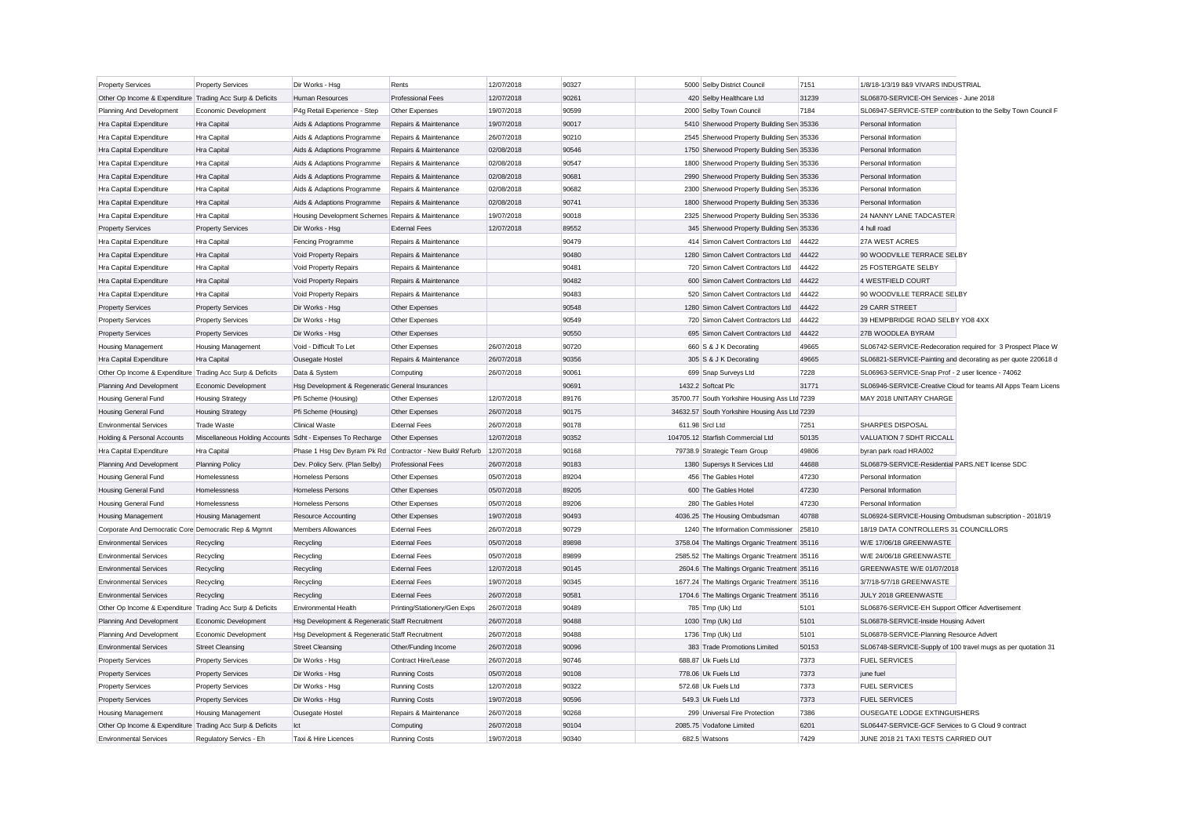| | | | | | | | | | |
|---|---|---|---|---|---|---|---|---|---|
| Property Services | Property Services | Dir Works - Hsg | Rents | 12/07/2018 | 90327 | 5000 | Selby District Council | 7151 | 1/8/18-1/3/19 8&9 VIVARS INDUSTRIAL |
| Other Op Income & Expenditure | Trading Acc Surp & Deficits | Human Resources | Professional Fees | 12/07/2018 | 90261 | 420 | Selby Healthcare Ltd | 31239 | SL06870-SERVICE-OH Services - June 2018 |
| Planning And Development | Economic Development | P4g Retail Experience - Step | Other Expenses | 19/07/2018 | 90599 | 2000 | Selby Town Council | 7184 | SL06947-SERVICE-STEP contribution to the Selby Town Council F |
| Hra Capital Expenditure | Hra Capital | Aids & Adaptions Programme | Repairs & Maintenance | 19/07/2018 | 90017 | 5410 | Sherwood Property Building Serv | 35336 | Personal Information |
| Hra Capital Expenditure | Hra Capital | Aids & Adaptions Programme | Repairs & Maintenance | 26/07/2018 | 90210 | 2545 | Sherwood Property Building Serv | 35336 | Personal Information |
| Hra Capital Expenditure | Hra Capital | Aids & Adaptions Programme | Repairs & Maintenance | 02/08/2018 | 90546 | 1750 | Sherwood Property Building Serv | 35336 | Personal Information |
| Hra Capital Expenditure | Hra Capital | Aids & Adaptions Programme | Repairs & Maintenance | 02/08/2018 | 90547 | 1800 | Sherwood Property Building Serv | 35336 | Personal Information |
| Hra Capital Expenditure | Hra Capital | Aids & Adaptions Programme | Repairs & Maintenance | 02/08/2018 | 90681 | 2990 | Sherwood Property Building Serv | 35336 | Personal Information |
| Hra Capital Expenditure | Hra Capital | Aids & Adaptions Programme | Repairs & Maintenance | 02/08/2018 | 90682 | 2300 | Sherwood Property Building Serv | 35336 | Personal Information |
| Hra Capital Expenditure | Hra Capital | Aids & Adaptions Programme | Repairs & Maintenance | 02/08/2018 | 90741 | 1800 | Sherwood Property Building Serv | 35336 | Personal Information |
| Hra Capital Expenditure | Hra Capital | Housing Development Schemes | Repairs & Maintenance | 19/07/2018 | 90018 | 2325 | Sherwood Property Building Serv | 35336 | 24 NANNY LANE TADCASTER |
| Property Services | Property Services | Dir Works - Hsg | External Fees | 12/07/2018 | 89552 | 345 | Sherwood Property Building Serv | 35336 | 4 hull road |
| Hra Capital Expenditure | Hra Capital | Fencing Programme | Repairs & Maintenance | | 90479 | 414 | Simon Calvert Contractors Ltd | 44422 | 27A WEST ACRES |
| Hra Capital Expenditure | Hra Capital | Void Property Repairs | Repairs & Maintenance | | 90480 | 1280 | Simon Calvert Contractors Ltd | 44422 | 90 WOODVILLE TERRACE SELBY |
| Hra Capital Expenditure | Hra Capital | Void Property Repairs | Repairs & Maintenance | | 90481 | 720 | Simon Calvert Contractors Ltd | 44422 | 25 FOSTERGATE SELBY |
| Hra Capital Expenditure | Hra Capital | Void Property Repairs | Repairs & Maintenance | | 90482 | 600 | Simon Calvert Contractors Ltd | 44422 | 4 WESTFIELD COURT |
| Hra Capital Expenditure | Hra Capital | Void Property Repairs | Repairs & Maintenance | | 90483 | 520 | Simon Calvert Contractors Ltd | 44422 | 90 WOODVILLE TERRACE SELBY |
| Property Services | Property Services | Dir Works - Hsg | Other Expenses | | 90548 | 1280 | Simon Calvert Contractors Ltd | 44422 | 29 CARR STREET |
| Property Services | Property Services | Dir Works - Hsg | Other Expenses | | 90549 | 720 | Simon Calvert Contractors Ltd | 44422 | 39 HEMPBRIDGE ROAD SELBY YO8 4XX |
| Property Services | Property Services | Dir Works - Hsg | Other Expenses | | 90550 | 695 | Simon Calvert Contractors Ltd | 44422 | 27B WOODLEA BYRAM |
| Housing Management | Housing Management | Void - Difficult To Let | Other Expenses | 26/07/2018 | 90720 | 660 | S & J K Decorating | 49665 | SL06742-SERVICE-Redecoration required for 3 Prospect Place W |
| Hra Capital Expenditure | Hra Capital | Ousegate Hostel | Repairs & Maintenance | 26/07/2018 | 90356 | 305 | S & J K Decorating | 49665 | SL06821-SERVICE-Painting and decorating as per quote 220618 d |
| Other Op Income & Expenditure | Trading Acc Surp & Deficits | Data & System | Computing | 26/07/2018 | 90061 | 699 | Snap Surveys Ltd | 7228 | SL06963-SERVICE-Snap Prof - 2 user licence - 74062 |
| Planning And Development | Economic Development | Hsg Development & Regeneratio | General Insurances | | 90691 | 1432.2 | Softcat Plc | 31771 | SL06946-SERVICE-Creative Cloud for teams All Apps Team Licens |
| Housing General Fund | Housing Strategy | Pfi Scheme (Housing) | Other Expenses | 12/07/2018 | 89176 | 35700.77 | South Yorkshire Housing Ass Ltd | 7239 | MAY 2018 UNITARY CHARGE |
| Housing General Fund | Housing Strategy | Pfi Scheme (Housing) | Other Expenses | 26/07/2018 | 90175 | 34632.57 | South Yorkshire Housing Ass Ltd | 7239 | |
| Environmental Services | Trade Waste | Clinical Waste | External Fees | 26/07/2018 | 90178 | 611.98 | Srcl Ltd | 7251 | SHARPES DISPOSAL |
| Holding & Personal Accounts | Miscellaneous Holding Accounts | Sdht - Expenses To Recharge | Other Expenses | 12/07/2018 | 90352 | 104705.12 | Starfish Commercial Ltd | 50135 | VALUATION 7 SDHT RICCALL |
| Hra Capital Expenditure | Hra Capital | Phase 1 Hsg Dev Byram Pk Rd | Contractor - New Build/ Refurb | 12/07/2018 | 90168 | 79738.9 | Strategic Team Group | 49806 | byran park road HRA002 |
| Planning And Development | Planning Policy | Dev. Policy Serv. (Plan Selby) | Professional Fees | 26/07/2018 | 90183 | 1380 | Supersys It Services Ltd | 44688 | SL06879-SERVICE-Residential PARS.NET license SDC |
| Housing General Fund | Homelessness | Homeless Persons | Other Expenses | 05/07/2018 | 89204 | 456 | The Gables Hotel | 47230 | Personal Information |
| Housing General Fund | Homelessness | Homeless Persons | Other Expenses | 05/07/2018 | 89205 | 600 | The Gables Hotel | 47230 | Personal Information |
| Housing General Fund | Homelessness | Homeless Persons | Other Expenses | 05/07/2018 | 89206 | 280 | The Gables Hotel | 47230 | Personal Information |
| Housing Management | Housing Management | Resource Accounting | Other Expenses | 19/07/2018 | 90493 | 4036.25 | The Housing Ombudsman | 40788 | SL06924-SERVICE-Housing Ombudsman subscription - 2018/19 |
| Corporate And Democratic Core | Democratic Rep & Mgmnt | Members Allowances | External Fees | 26/07/2018 | 90729 | 1240 | The Information Commissioner | 25810 | 18/19 DATA CONTROLLERS 31 COUNCILLORS |
| Environmental Services | Recycling | Recycling | External Fees | 05/07/2018 | 89898 | 3758.04 | The Maltings Organic Treatment | 35116 | W/E 17/06/18 GREENWASTE |
| Environmental Services | Recycling | Recycling | External Fees | 05/07/2018 | 89899 | 2585.52 | The Maltings Organic Treatment | 35116 | W/E 24/06/18 GREENWASTE |
| Environmental Services | Recycling | Recycling | External Fees | 12/07/2018 | 90145 | 2604.6 | The Maltings Organic Treatment | 35116 | GREENWASTE W/E 01/07/2018 |
| Environmental Services | Recycling | Recycling | External Fees | 19/07/2018 | 90345 | 1677.24 | The Maltings Organic Treatment | 35116 | 3/7/18-5/7/18 GREENWASTE |
| Environmental Services | Recycling | Recycling | External Fees | 26/07/2018 | 90581 | 1704.6 | The Maltings Organic Treatment | 35116 | JULY 2018 GREENWASTE |
| Other Op Income & Expenditure | Trading Acc Surp & Deficits | Environmental Health | Printing/Stationery/Gen Exps | 26/07/2018 | 90489 | 785 | Tmp (Uk) Ltd | 5101 | SL06876-SERVICE-EH Support Officer Advertisement |
| Planning And Development | Economic Development | Hsg Development & Regeneratio | Staff Recruitment | 26/07/2018 | 90488 | 1030 | Tmp (Uk) Ltd | 5101 | SL06878-SERVICE-Inside Housing Advert |
| Planning And Development | Economic Development | Hsg Development & Regeneratio | Staff Recruitment | 26/07/2018 | 90488 | 1736 | Tmp (Uk) Ltd | 5101 | SL06878-SERVICE-Planning Resource Advert |
| Environmental Services | Street Cleansing | Street Cleansing | Other/Funding Income | 26/07/2018 | 90096 | 383 | Trade Promotions Limited | 50153 | SL06748-SERVICE-Supply of 100 travel mugs as per quotation 31 |
| Property Services | Property Services | Dir Works - Hsg | Contract Hire/Lease | 26/07/2018 | 90746 | 688.87 | Uk Fuels Ltd | 7373 | FUEL SERVICES |
| Property Services | Property Services | Dir Works - Hsg | Running Costs | 05/07/2018 | 90108 | 778.06 | Uk Fuels Ltd | 7373 | june fuel |
| Property Services | Property Services | Dir Works - Hsg | Running Costs | 12/07/2018 | 90322 | 572.68 | Uk Fuels Ltd | 7373 | FUEL SERVICES |
| Property Services | Property Services | Dir Works - Hsg | Running Costs | 19/07/2018 | 90596 | 549.3 | Uk Fuels Ltd | 7373 | FUEL SERVICES |
| Housing Management | Housing Management | Ousegate Hostel | Repairs & Maintenance | 26/07/2018 | 90268 | 299 | Universal Fire Protection | 7386 | OUSEGATE LODGE EXTINGUISHERS |
| Other Op Income & Expenditure | Trading Acc Surp & Deficits | Ict | Computing | 26/07/2018 | 90104 | 2085.75 | Vodafone Limited | 6201 | SL06447-SERVICE-GCF Services to G Cloud 9 contract |
| Environmental Services | Regulatory Servics - Eh | Taxi & Hire Licences | Running Costs | 19/07/2018 | 90340 | 682.5 | Watsons | 7429 | JUNE 2018 21 TAXI TESTS CARRIED OUT |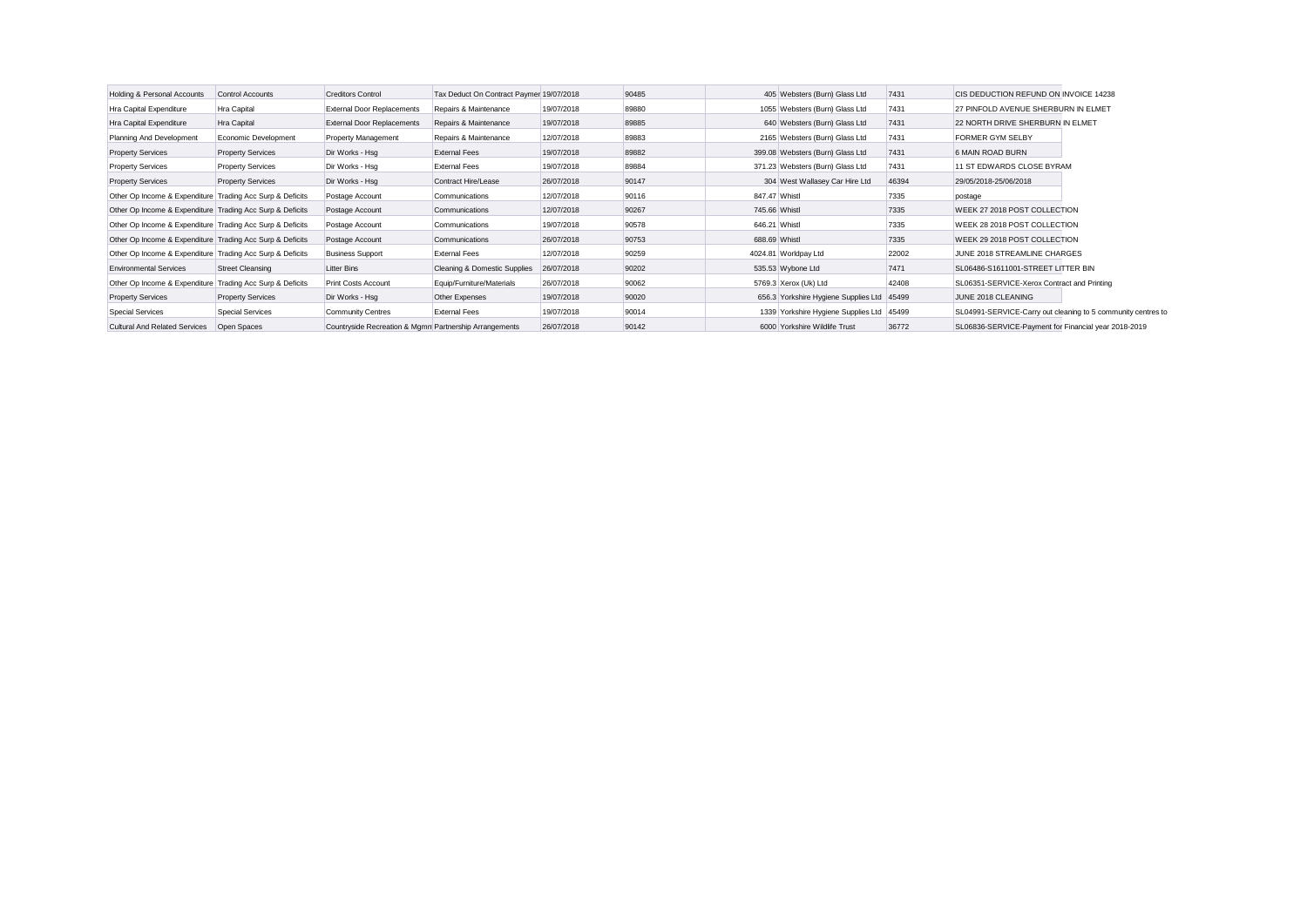| | | | | | | | | | |
|---|---|---|---|---|---|---|---|---|---|
| Holding & Personal Accounts | Control Accounts | Creditors Control | Tax Deduct On Contract Paymen | 19/07/2018 | 90485 | 405 | Websters (Burn) Glass Ltd | 7431 | CIS DEDUCTION REFUND ON INVOICE 14238 |
| Hra Capital Expenditure | Hra Capital | External Door Replacements | Repairs & Maintenance | 19/07/2018 | 89880 | 1055 | Websters (Burn) Glass Ltd | 7431 | 27 PINFOLD AVENUE SHERBURN IN ELMET |
| Hra Capital Expenditure | Hra Capital | External Door Replacements | Repairs & Maintenance | 19/07/2018 | 89885 | 640 | Websters (Burn) Glass Ltd | 7431 | 22 NORTH DRIVE SHERBURN IN ELMET |
| Planning And Development | Economic Development | Property Management | Repairs & Maintenance | 12/07/2018 | 89883 | 2165 | Websters (Burn) Glass Ltd | 7431 | FORMER GYM SELBY |
| Property Services | Property Services | Dir Works - Hsg | External Fees | 19/07/2018 | 89882 | 399.08 | Websters (Burn) Glass Ltd | 7431 | 6 MAIN ROAD BURN |
| Property Services | Property Services | Dir Works - Hsg | External Fees | 19/07/2018 | 89884 | 371.23 | Websters (Burn) Glass Ltd | 7431 | 11 ST EDWARDS CLOSE BYRAM |
| Property Services | Property Services | Dir Works - Hsg | Contract Hire/Lease | 26/07/2018 | 90147 | 304 | West Wallasey Car Hire Ltd | 46394 | 29/05/2018-25/06/2018 |
| Other Op Income & Expenditure | Trading Acc Surp & Deficits | Postage Account | Communications | 12/07/2018 | 90116 | 847.47 | Whistl | 7335 | postage |
| Other Op Income & Expenditure | Trading Acc Surp & Deficits | Postage Account | Communications | 12/07/2018 | 90267 | 745.66 | Whistl | 7335 | WEEK 27 2018 POST COLLECTION |
| Other Op Income & Expenditure | Trading Acc Surp & Deficits | Postage Account | Communications | 19/07/2018 | 90578 | 646.21 | Whistl | 7335 | WEEK 28 2018 POST COLLECTION |
| Other Op Income & Expenditure | Trading Acc Surp & Deficits | Postage Account | Communications | 26/07/2018 | 90753 | 688.69 | Whistl | 7335 | WEEK 29 2018 POST COLLECTION |
| Other Op Income & Expenditure | Trading Acc Surp & Deficits | Business Support | External Fees | 12/07/2018 | 90259 | 4024.81 | Worldpay Ltd | 22002 | JUNE 2018 STREAMLINE CHARGES |
| Environmental Services | Street Cleansing | Litter Bins | Cleaning & Domestic Supplies | 26/07/2018 | 90202 | 535.53 | Wybone Ltd | 7471 | SL06486-S1611001-STREET LITTER BIN |
| Other Op Income & Expenditure | Trading Acc Surp & Deficits | Print Costs Account | Equip/Furniture/Materials | 26/07/2018 | 90062 | 5769.3 | Xerox (Uk) Ltd | 42408 | SL06351-SERVICE-Xerox Contract and Printing |
| Property Services | Property Services | Dir Works - Hsg | Other Expenses | 19/07/2018 | 90020 | 656.3 | Yorkshire Hygiene Supplies Ltd | 45499 | JUNE 2018 CLEANING |
| Special Services | Special Services | Community Centres | External Fees | 19/07/2018 | 90014 | 1339 | Yorkshire Hygiene Supplies Ltd | 45499 | SL04991-SERVICE-Carry out cleaning to 5 community centres to |
| Cultural And Related Services | Open Spaces | Countryside Recreation & Mgmn | Partnership Arrangements | 26/07/2018 | 90142 | 6000 | Yorkshire Wildlife Trust | 36772 | SL06836-SERVICE-Payment for Financial year 2018-2019 |